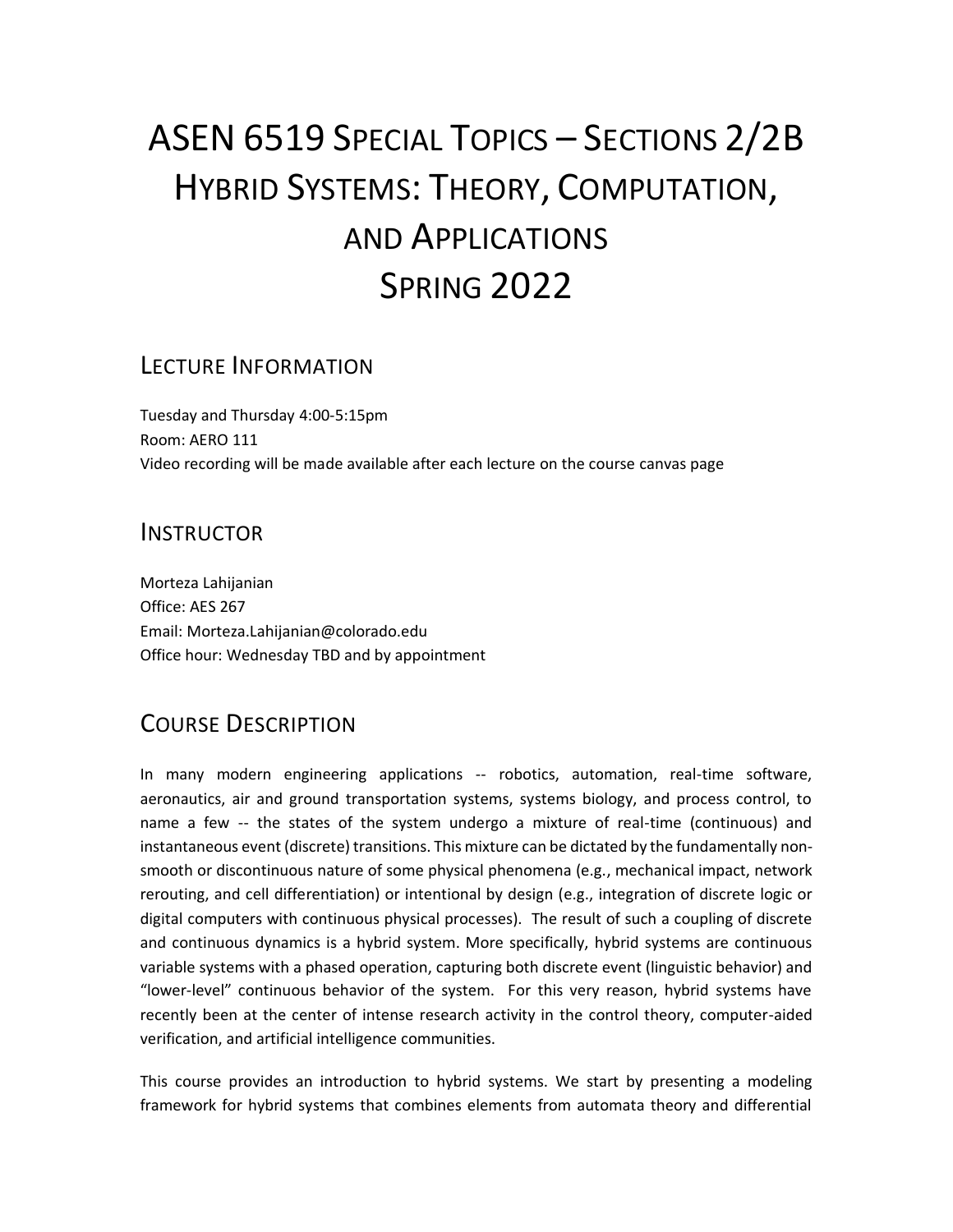# ASEN 6519 Special Topics – Sections 2/2B Hybrid Systems: Theory, Computation, and Applications Spring 2022

## Lecture Information

Tuesday and Thursday 4:00-5:15pm
Room: AERO 111
Video recording will be made available after each lecture on the course canvas page

## Instructor

Morteza Lahijanian
Office: AES 267
Email: Morteza.Lahijanian@colorado.edu
Office hour: Wednesday TBD and by appointment

## Course Description

In many modern engineering applications -- robotics, automation, real-time software, aeronautics, air and ground transportation systems, systems biology, and process control, to name a few -- the states of the system undergo a mixture of real-time (continuous) and instantaneous event (discrete) transitions. This mixture can be dictated by the fundamentally non-smooth or discontinuous nature of some physical phenomena (e.g., mechanical impact, network rerouting, and cell differentiation) or intentional by design (e.g., integration of discrete logic or digital computers with continuous physical processes). The result of such a coupling of discrete and continuous dynamics is a hybrid system. More specifically, hybrid systems are continuous variable systems with a phased operation, capturing both discrete event (linguistic behavior) and "lower-level" continuous behavior of the system. For this very reason, hybrid systems have recently been at the center of intense research activity in the control theory, computer-aided verification, and artificial intelligence communities.

This course provides an introduction to hybrid systems. We start by presenting a modeling framework for hybrid systems that combines elements from automata theory and differential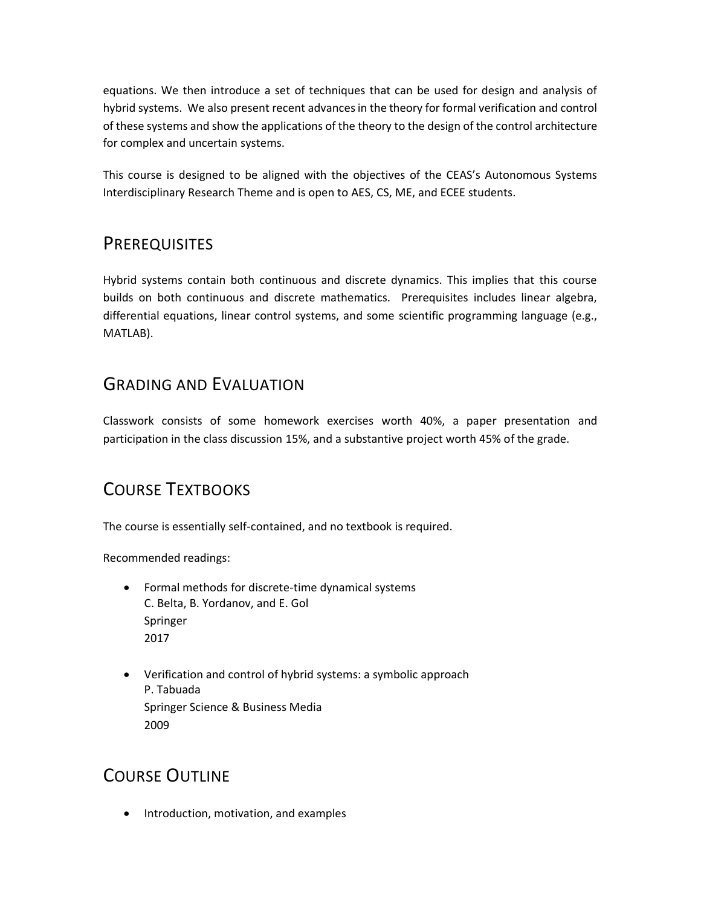equations. We then introduce a set of techniques that can be used for design and analysis of hybrid systems. We also present recent advances in the theory for formal verification and control of these systems and show the applications of the theory to the design of the control architecture for complex and uncertain systems.

This course is designed to be aligned with the objectives of the CEAS's Autonomous Systems Interdisciplinary Research Theme and is open to AES, CS, ME, and ECEE students.

## PREREQUISITES

Hybrid systems contain both continuous and discrete dynamics. This implies that this course builds on both continuous and discrete mathematics. Prerequisites includes linear algebra, differential equations, linear control systems, and some scientific programming language (e.g., MATLAB).

## GRADING AND EVALUATION

Classwork consists of some homework exercises worth 40%, a paper presentation and participation in the class discussion 15%, and a substantive project worth 45% of the grade.

## COURSE TEXTBOOKS

The course is essentially self-contained, and no textbook is required.

Recommended readings:

- Formal methods for discrete-time dynamical systems
  C. Belta, B. Yordanov, and E. Gol
  Springer
  2017

- Verification and control of hybrid systems: a symbolic approach
  P. Tabuada
  Springer Science & Business Media
  2009

## COURSE OUTLINE

- Introduction, motivation, and examples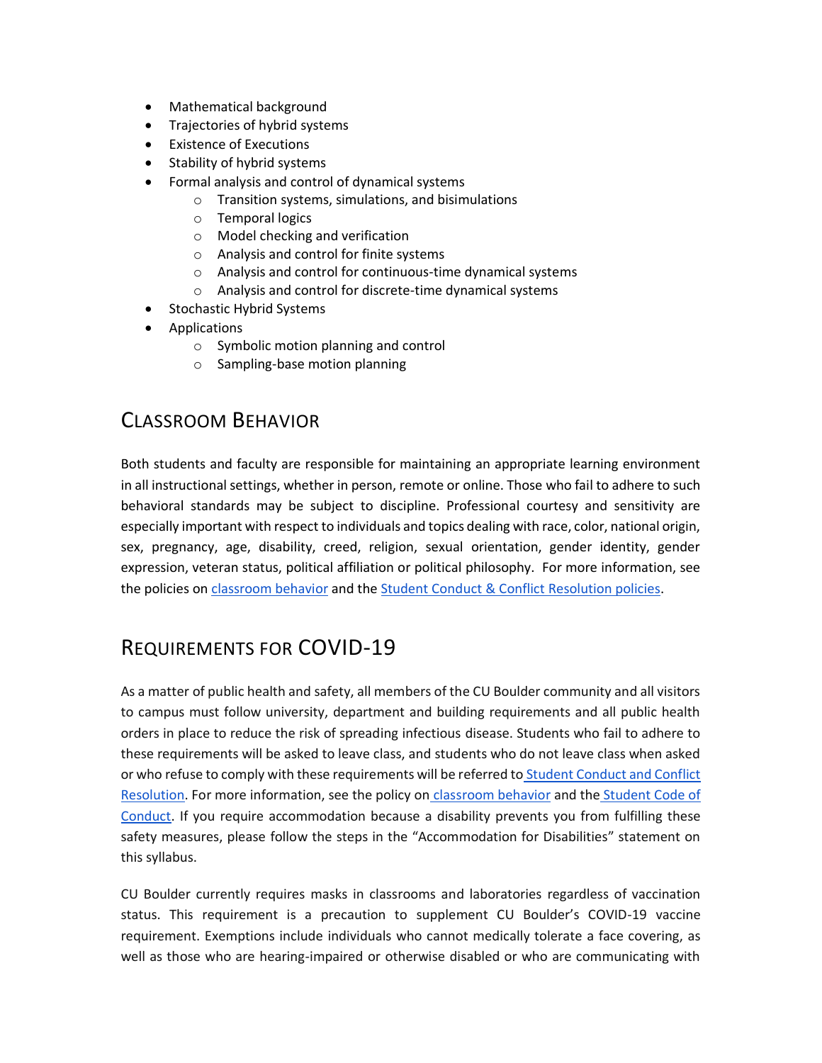- Mathematical background
- Trajectories of hybrid systems
- Existence of Executions
- Stability of hybrid systems
- Formal analysis and control of dynamical systems
    - Transition systems, simulations, and bisimulations
    - Temporal logics
    - Model checking and verification
    - Analysis and control for finite systems
    - Analysis and control for continuous-time dynamical systems
    - Analysis and control for discrete-time dynamical systems
- Stochastic Hybrid Systems
- Applications
    - Symbolic motion planning and control
    - Sampling-base motion planning

## Classroom Behavior

Both students and faculty are responsible for maintaining an appropriate learning environment in all instructional settings, whether in person, remote or online. Those who fail to adhere to such behavioral standards may be subject to discipline. Professional courtesy and sensitivity are especially important with respect to individuals and topics dealing with race, color, national origin, sex, pregnancy, age, disability, creed, religion, sexual orientation, gender identity, gender expression, veteran status, political affiliation or political philosophy. For more information, see the policies on classroom behavior and the Student Conduct & Conflict Resolution policies.

## Requirements for COVID-19

As a matter of public health and safety, all members of the CU Boulder community and all visitors to campus must follow university, department and building requirements and all public health orders in place to reduce the risk of spreading infectious disease. Students who fail to adhere to these requirements will be asked to leave class, and students who do not leave class when asked or who refuse to comply with these requirements will be referred to Student Conduct and Conflict Resolution. For more information, see the policy on classroom behavior and the Student Code of Conduct. If you require accommodation because a disability prevents you from fulfilling these safety measures, please follow the steps in the "Accommodation for Disabilities" statement on this syllabus.

CU Boulder currently requires masks in classrooms and laboratories regardless of vaccination status. This requirement is a precaution to supplement CU Boulder's COVID-19 vaccine requirement. Exemptions include individuals who cannot medically tolerate a face covering, as well as those who are hearing-impaired or otherwise disabled or who are communicating with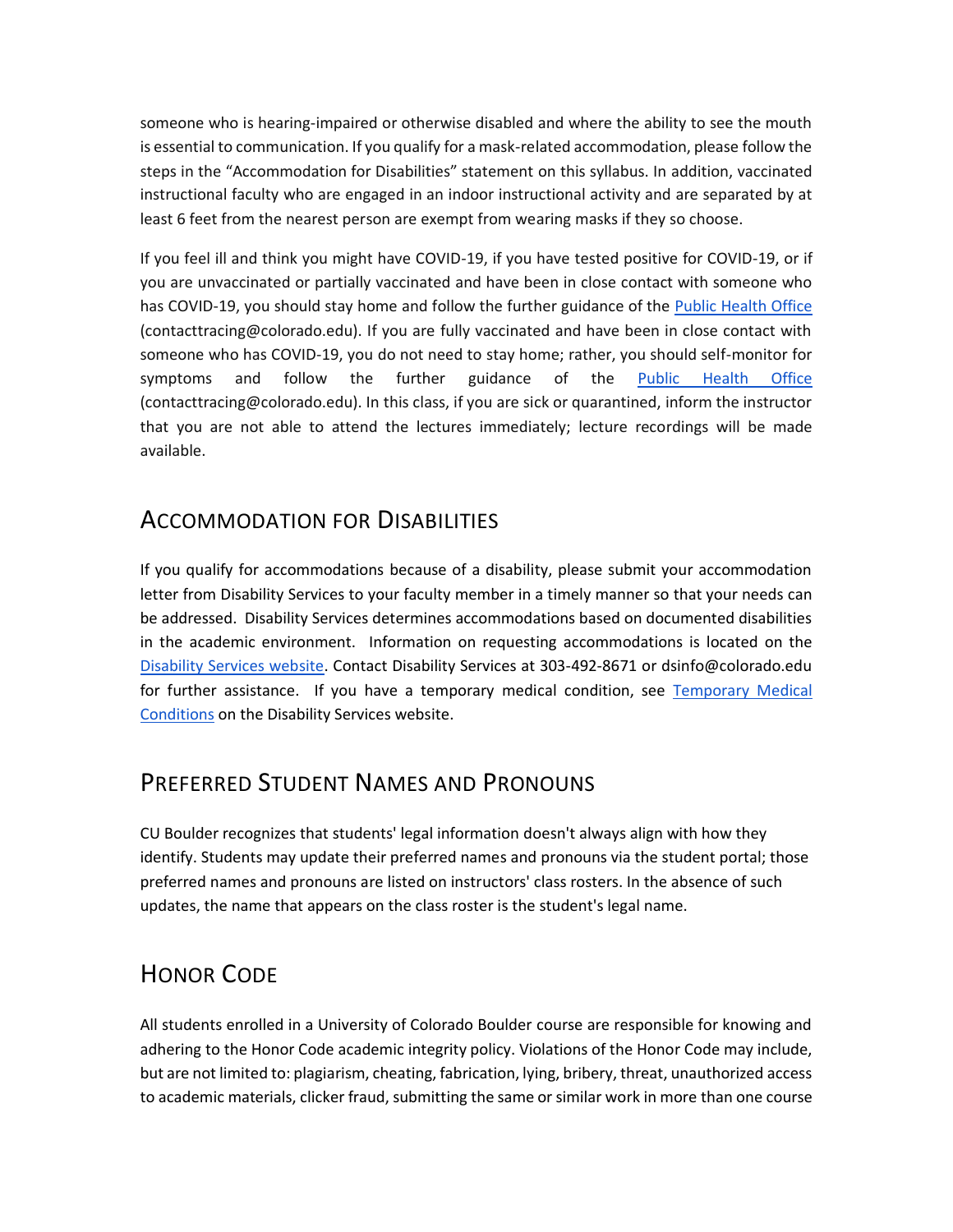someone who is hearing-impaired or otherwise disabled and where the ability to see the mouth is essential to communication. If you qualify for a mask-related accommodation, please follow the steps in the "Accommodation for Disabilities" statement on this syllabus. In addition, vaccinated instructional faculty who are engaged in an indoor instructional activity and are separated by at least 6 feet from the nearest person are exempt from wearing masks if they so choose.

If you feel ill and think you might have COVID-19, if you have tested positive for COVID-19, or if you are unvaccinated or partially vaccinated and have been in close contact with someone who has COVID-19, you should stay home and follow the further guidance of the Public Health Office (contacttracing@colorado.edu). If you are fully vaccinated and have been in close contact with someone who has COVID-19, you do not need to stay home; rather, you should self-monitor for symptoms and follow the further guidance of the Public Health Office (contacttracing@colorado.edu). In this class, if you are sick or quarantined, inform the instructor that you are not able to attend the lectures immediately; lecture recordings will be made available.

## Accommodation for Disabilities

If you qualify for accommodations because of a disability, please submit your accommodation letter from Disability Services to your faculty member in a timely manner so that your needs can be addressed. Disability Services determines accommodations based on documented disabilities in the academic environment. Information on requesting accommodations is located on the Disability Services website. Contact Disability Services at 303-492-8671 or dsinfo@colorado.edu for further assistance. If you have a temporary medical condition, see Temporary Medical Conditions on the Disability Services website.

## Preferred Student Names and Pronouns

CU Boulder recognizes that students' legal information doesn't always align with how they identify. Students may update their preferred names and pronouns via the student portal; those preferred names and pronouns are listed on instructors' class rosters. In the absence of such updates, the name that appears on the class roster is the student's legal name.

## Honor Code

All students enrolled in a University of Colorado Boulder course are responsible for knowing and adhering to the Honor Code academic integrity policy. Violations of the Honor Code may include, but are not limited to: plagiarism, cheating, fabrication, lying, bribery, threat, unauthorized access to academic materials, clicker fraud, submitting the same or similar work in more than one course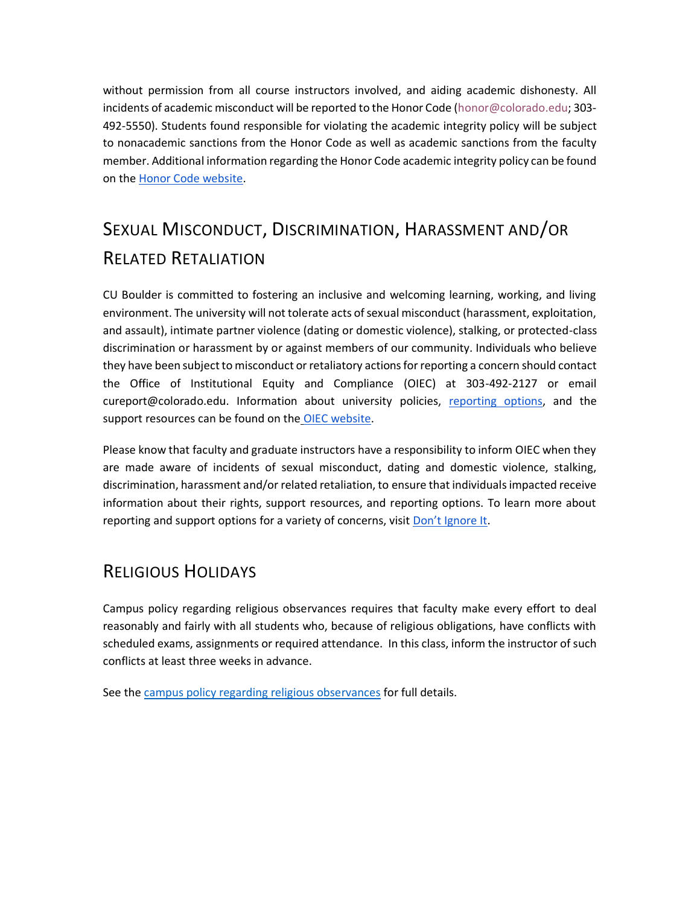without permission from all course instructors involved, and aiding academic dishonesty. All incidents of academic misconduct will be reported to the Honor Code (honor@colorado.edu; 303-492-5550). Students found responsible for violating the academic integrity policy will be subject to nonacademic sanctions from the Honor Code as well as academic sanctions from the faculty member. Additional information regarding the Honor Code academic integrity policy can be found on the Honor Code website.

## Sexual Misconduct, Discrimination, Harassment and/or Related Retaliation

CU Boulder is committed to fostering an inclusive and welcoming learning, working, and living environment. The university will not tolerate acts of sexual misconduct (harassment, exploitation, and assault), intimate partner violence (dating or domestic violence), stalking, or protected-class discrimination or harassment by or against members of our community. Individuals who believe they have been subject to misconduct or retaliatory actions for reporting a concern should contact the Office of Institutional Equity and Compliance (OIEC) at 303-492-2127 or email cureport@colorado.edu. Information about university policies, reporting options, and the support resources can be found on the OIEC website.

Please know that faculty and graduate instructors have a responsibility to inform OIEC when they are made aware of incidents of sexual misconduct, dating and domestic violence, stalking, discrimination, harassment and/or related retaliation, to ensure that individuals impacted receive information about their rights, support resources, and reporting options. To learn more about reporting and support options for a variety of concerns, visit Don't Ignore It.

## Religious Holidays

Campus policy regarding religious observances requires that faculty make every effort to deal reasonably and fairly with all students who, because of religious obligations, have conflicts with scheduled exams, assignments or required attendance. In this class, inform the instructor of such conflicts at least three weeks in advance.

See the campus policy regarding religious observances for full details.